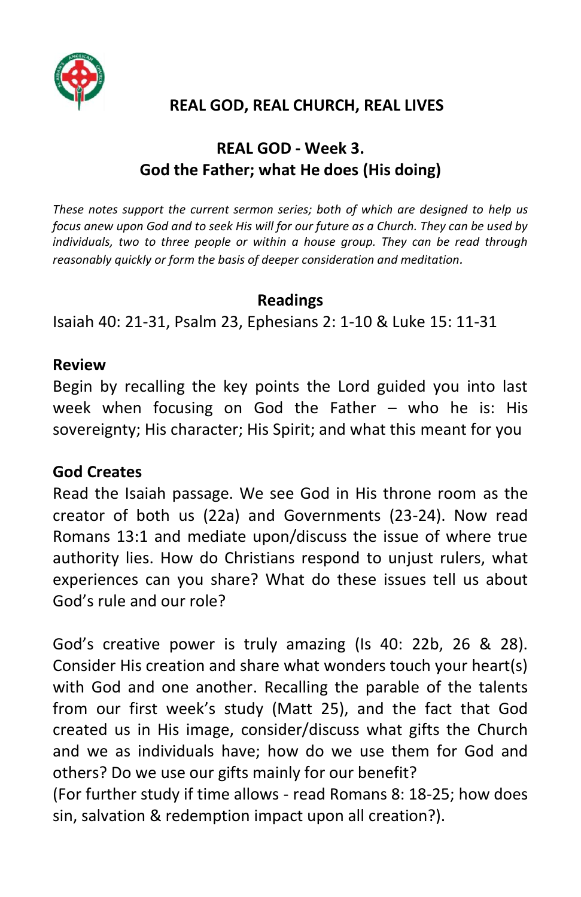# REAL GOD, REAL CHURCH, REAL LIVES

## REAL GOD - Week 3.
## God the Father; what He does (His doing)

*These notes support the current sermon series; both of which are designed to help us focus anew upon God and to seek His will for our future as a Church. They can be used by individuals, two to three people or within a house group. They can be read through reasonably quickly or form the basis of deeper consideration and meditation.*

### Readings

Isaiah 40: 21-31, Psalm 23, Ephesians 2: 1-10 & Luke 15: 11-31

### Review

Begin by recalling the key points the Lord guided you into last week when focusing on God the Father – who he is: His sovereignty; His character; His Spirit; and what this meant for you

### God Creates

Read the Isaiah passage. We see God in His throne room as the creator of both us (22a) and Governments (23-24). Now read Romans 13:1 and mediate upon/discuss the issue of where true authority lies. How do Christians respond to unjust rulers, what experiences can you share? What do these issues tell us about God's rule and our role?

God's creative power is truly amazing (Is 40: 22b, 26 & 28). Consider His creation and share what wonders touch your heart(s) with God and one another. Recalling the parable of the talents from our first week's study (Matt 25), and the fact that God created us in His image, consider/discuss what gifts the Church and we as individuals have; how do we use them for God and others? Do we use our gifts mainly for our benefit?
(For further study if time allows - read Romans 8: 18-25; how does sin, salvation & redemption impact upon all creation?).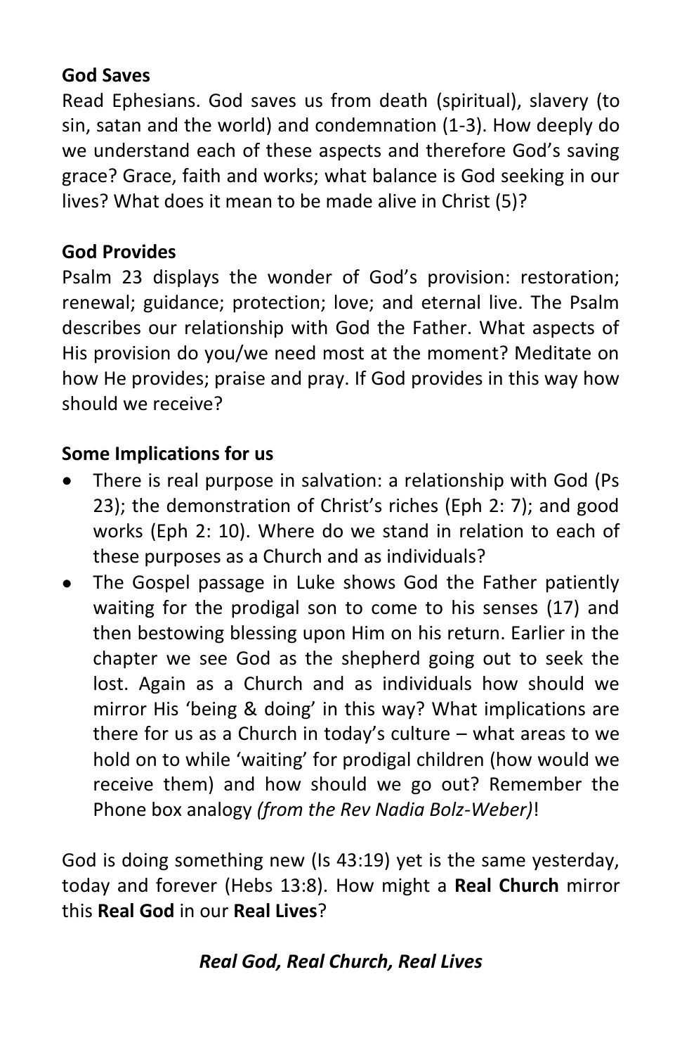**God Saves**

Read Ephesians. God saves us from death (spiritual), slavery (to sin, satan and the world) and condemnation (1-3). How deeply do we understand each of these aspects and therefore God's saving grace? Grace, faith and works; what balance is God seeking in our lives? What does it mean to be made alive in Christ (5)?

**God Provides**

Psalm 23 displays the wonder of God's provision: restoration; renewal; guidance; protection; love; and eternal live. The Psalm describes our relationship with God the Father. What aspects of His provision do you/we need most at the moment? Meditate on how He provides; praise and pray. If God provides in this way how should we receive?

**Some Implications for us**

- There is real purpose in salvation: a relationship with God (Ps 23); the demonstration of Christ's riches (Eph 2: 7); and good works (Eph 2: 10). Where do we stand in relation to each of these purposes as a Church and as individuals?
- The Gospel passage in Luke shows God the Father patiently waiting for the prodigal son to come to his senses (17) and then bestowing blessing upon Him on his return. Earlier in the chapter we see God as the shepherd going out to seek the lost. Again as a Church and as individuals how should we mirror His 'being & doing' in this way? What implications are there for us as a Church in today's culture – what areas to we hold on to while 'waiting' for prodigal children (how would we receive them) and how should we go out? Remember the Phone box analogy *(from the Rev Nadia Bolz-Weber)*!

God is doing something new (Is 43:19) yet is the same yesterday, today and forever (Hebs 13:8). How might a **Real Church** mirror this **Real God** in our **Real Lives**?

***Real God, Real Church, Real Lives***